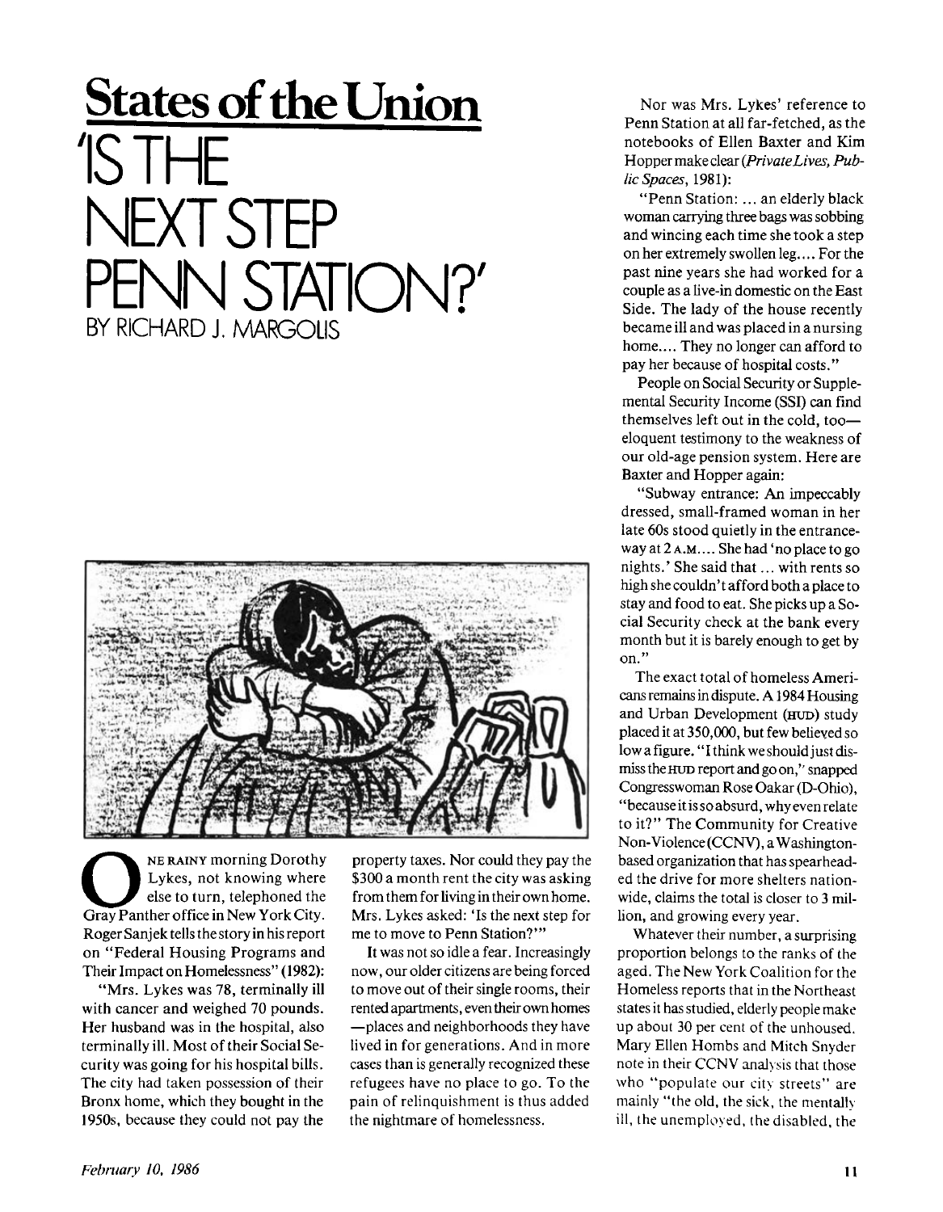# States of the Union

# 'IS THE NEXT STEP PENN STATION?'

BY RICHARD J. MARGOLIS

One rainy morning Dorothy Lykes, not knowing where else to turn, telephoned the Gray Panther office in New York City. Roger Sanjek tells the story in his report on "Federal Housing Programs and Their Impact on Homelessness" (1982):

"Mrs. Lykes was 78, terminally ill with cancer and weighed 70 pounds. Her husband was in the hospital, also terminally ill. Most of their Social Security was going for his hospital bills. The city had taken possession of their Bronx home, which they bought in the 1950s, because they could not pay the property taxes. Nor could they pay the $300 a month rent the city was asking from them for living in their own home. Mrs. Lykes asked: 'Is the next step for me to move to Penn Station?'"

It was not so idle a fear. Increasingly now, our older citizens are being forced to move out of their single rooms, their rented apartments, even their own homes—places and neighborhoods they have lived in for generations. And in more cases than is generally recognized these refugees have no place to go. To the pain of relinquishment is thus added the nightmare of homelessness.

Nor was Mrs. Lykes' reference to Penn Station at all far-fetched, as the notebooks of Ellen Baxter and Kim Hopper make clear (*Private Lives, Public Spaces*, 1981):

"Penn Station: ... an elderly black woman carrying three bags was sobbing and wincing each time she took a step on her extremely swollen leg.... For the past nine years she had worked for a couple as a live-in domestic on the East Side. The lady of the house recently became ill and was placed in a nursing home.... They no longer can afford to pay her because of hospital costs."

People on Social Security or Supplemental Security Income (SSI) can find themselves left out in the cold, too—eloquent testimony to the weakness of our old-age pension system. Here are Baxter and Hopper again:

"Subway entrance: An impeccably dressed, small-framed woman in her late 60s stood quietly in the entranceway at 2 A.M.... She had 'no place to go nights.' She said that ... with rents so high she couldn't afford both a place to stay and food to eat. She picks up a Social Security check at the bank every month but it is barely enough to get by on."

The exact total of homeless Americans remains in dispute. A 1984 Housing and Urban Development (HUD) study placed it at 350,000, but few believed so low a figure. "I think we should just dismiss the HUD report and go on," snapped Congresswoman Rose Oakar (D-Ohio), "because it is so absurd, why even relate to it?" The Community for Creative Non-Violence (CCNV), a Washington-based organization that has spearheaded the drive for more shelters nationwide, claims the total is closer to 3 million, and growing every year.

Whatever their number, a surprising proportion belongs to the ranks of the aged. The New York Coalition for the Homeless reports that in the Northeast states it has studied, elderly people make up about 30 per cent of the unhoused. Mary Ellen Hombs and Mitch Snyder note in their CCNV analysis that those who "populate our city streets" are mainly "the old, the sick, the mentally ill, the unemployed, the disabled, the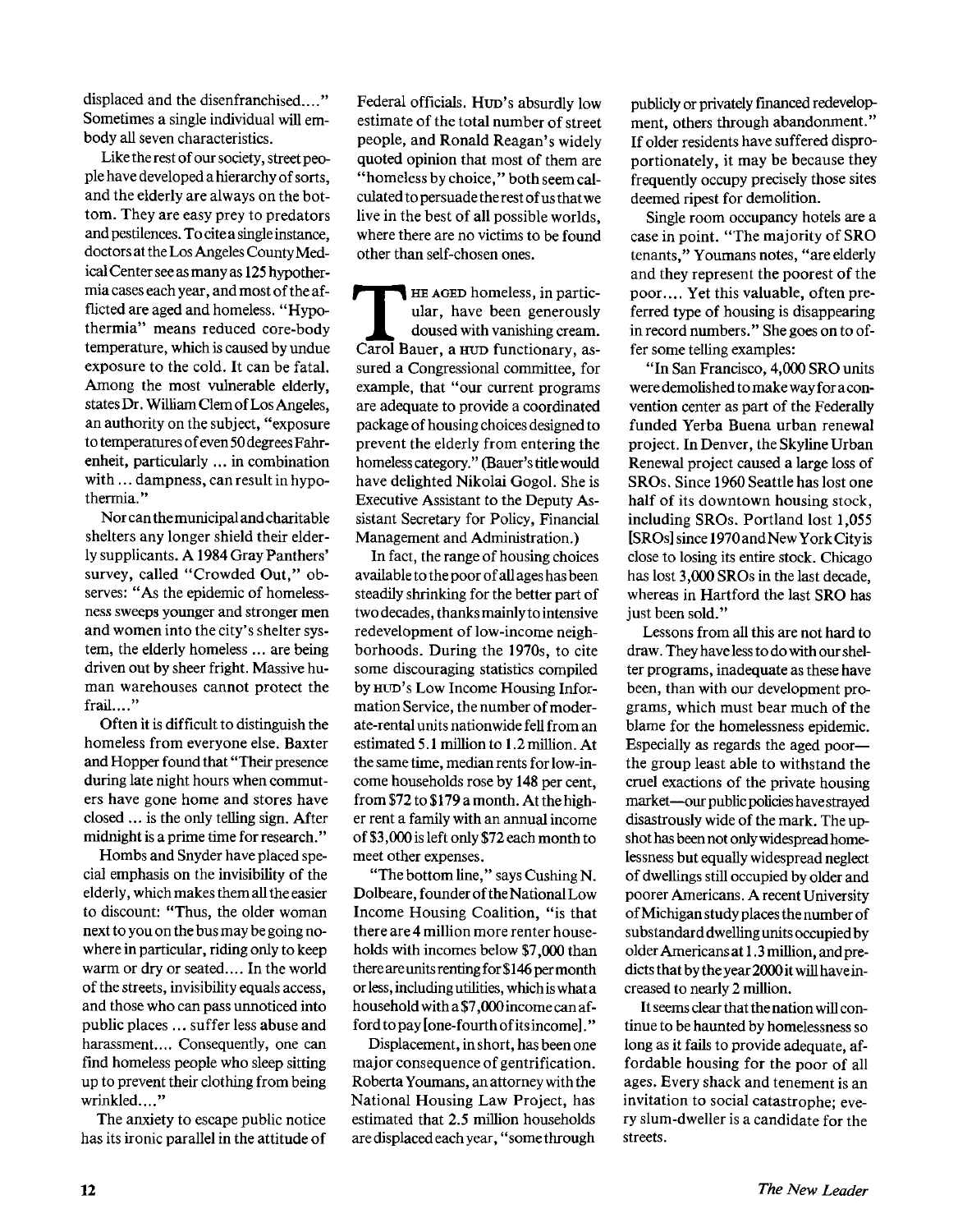displaced and the disenfranchised...." Sometimes a single individual will embody all seven characteristics.

Like the rest of our society, street people have developed a hierarchy of sorts, and the elderly are always on the bottom. They are easy prey to predators and pestilences. To cite a single instance, doctors at the Los Angeles County Medical Center see as many as 125 hypothermia cases each year, and most of the afflicted are aged and homeless. "Hypothermia" means reduced core-body temperature, which is caused by undue exposure to the cold. It can be fatal. Among the most vulnerable elderly, states Dr. William Clem of Los Angeles, an authority on the subject, "exposure to temperatures of even 50 degrees Fahrenheit, particularly ... in combination with ... dampness, can result in hypothermia."

Nor can the municipal and charitable shelters any longer shield their elderly supplicants. A 1984 Gray Panthers' survey, called "Crowded Out," observes: "As the epidemic of homelessness sweeps younger and stronger men and women into the city's shelter system, the elderly homeless ... are being driven out by sheer fright. Massive human warehouses cannot protect the frail...."

Often it is difficult to distinguish the homeless from everyone else. Baxter and Hopper found that "Their presence during late night hours when commuters have gone home and stores have closed ... is the only telling sign. After midnight is a prime time for research."

Hombs and Snyder have placed special emphasis on the invisibility of the elderly, which makes them all the easier to discount: "Thus, the older woman next to you on the bus may be going nowhere in particular, riding only to keep warm or dry or seated.... In the world of the streets, invisibility equals access, and those who can pass unnoticed into public places ... suffer less abuse and harassment.... Consequently, one can find homeless people who sleep sitting up to prevent their clothing from being wrinkled...."

The anxiety to escape public notice has its ironic parallel in the attitude of Federal officials. HUD's absurdly low estimate of the total number of street people, and Ronald Reagan's widely quoted opinion that most of them are "homeless by choice," both seem calculated to persuade the rest of us that we live in the best of all possible worlds, where there are no victims to be found other than self-chosen ones.

THE AGED homeless, in particular, have been generously doused with vanishing cream. Carol Bauer, a HUD functionary, assured a Congressional committee, for example, that "our current programs are adequate to provide a coordinated package of housing choices designed to prevent the elderly from entering the homeless category." (Bauer's title would have delighted Nikolai Gogol. She is Executive Assistant to the Deputy Assistant Secretary for Policy, Financial Management and Administration.)

In fact, the range of housing choices available to the poor of all ages has been steadily shrinking for the better part of two decades, thanks mainly to intensive redevelopment of low-income neighborhoods. During the 1970s, to cite some discouraging statistics compiled by HUD's Low Income Housing Information Service, the number of moderate-rental units nationwide fell from an estimated 5.1 million to 1.2 million. At the same time, median rents for low-income households rose by 148 per cent, from $72 to $179 a month. At the higher rent a family with an annual income of $3,000 is left only $72 each month to meet other expenses.

"The bottom line," says Cushing N. Dolbeare, founder of the National Low Income Housing Coalition, "is that there are 4 million more renter households with incomes below $7,000 than there are units renting for $146 per month or less, including utilities, which is what a household with a $7,000 income can afford to pay [one-fourth of its income]."

Displacement, in short, has been one major consequence of gentrification. Roberta Youmans, an attorney with the National Housing Law Project, has estimated that 2.5 million households are displaced each year, "some through publicly or privately financed redevelopment, others through abandonment." If older residents have suffered disproportionately, it may be because they frequently occupy precisely those sites deemed ripest for demolition.

Single room occupancy hotels are a case in point. "The majority of SRO tenants," Youmans notes, "are elderly and they represent the poorest of the poor.... Yet this valuable, often preferred type of housing is disappearing in record numbers." She goes on to offer some telling examples:

"In San Francisco, 4,000 SRO units were demolished to make way for a convention center as part of the Federally funded Yerba Buena urban renewal project. In Denver, the Skyline Urban Renewal project caused a large loss of SROs. Since 1960 Seattle has lost one half of its downtown housing stock, including SROs. Portland lost 1,055 [SROs] since 1970 and New York City is close to losing its entire stock. Chicago has lost 3,000 SROs in the last decade, whereas in Hartford the last SRO has just been sold."

Lessons from all this are not hard to draw. They have less to do with our shelter programs, inadequate as these have been, than with our development programs, which must bear much of the blame for the homelessness epidemic. Especially as regards the aged poor—the group least able to withstand the cruel exactions of the private housing market—our public policies have strayed disastrously wide of the mark. The upshot has been not only widespread homelessness but equally widespread neglect of dwellings still occupied by older and poorer Americans. A recent University of Michigan study places the number of substandard dwelling units occupied by older Americans at 1.3 million, and predicts that by the year 2000 it will have increased to nearly 2 million.

It seems clear that the nation will continue to be haunted by homelessness so long as it fails to provide adequate, affordable housing for the poor of all ages. Every shack and tenement is an invitation to social catastrophe; every slum-dweller is a candidate for the streets.